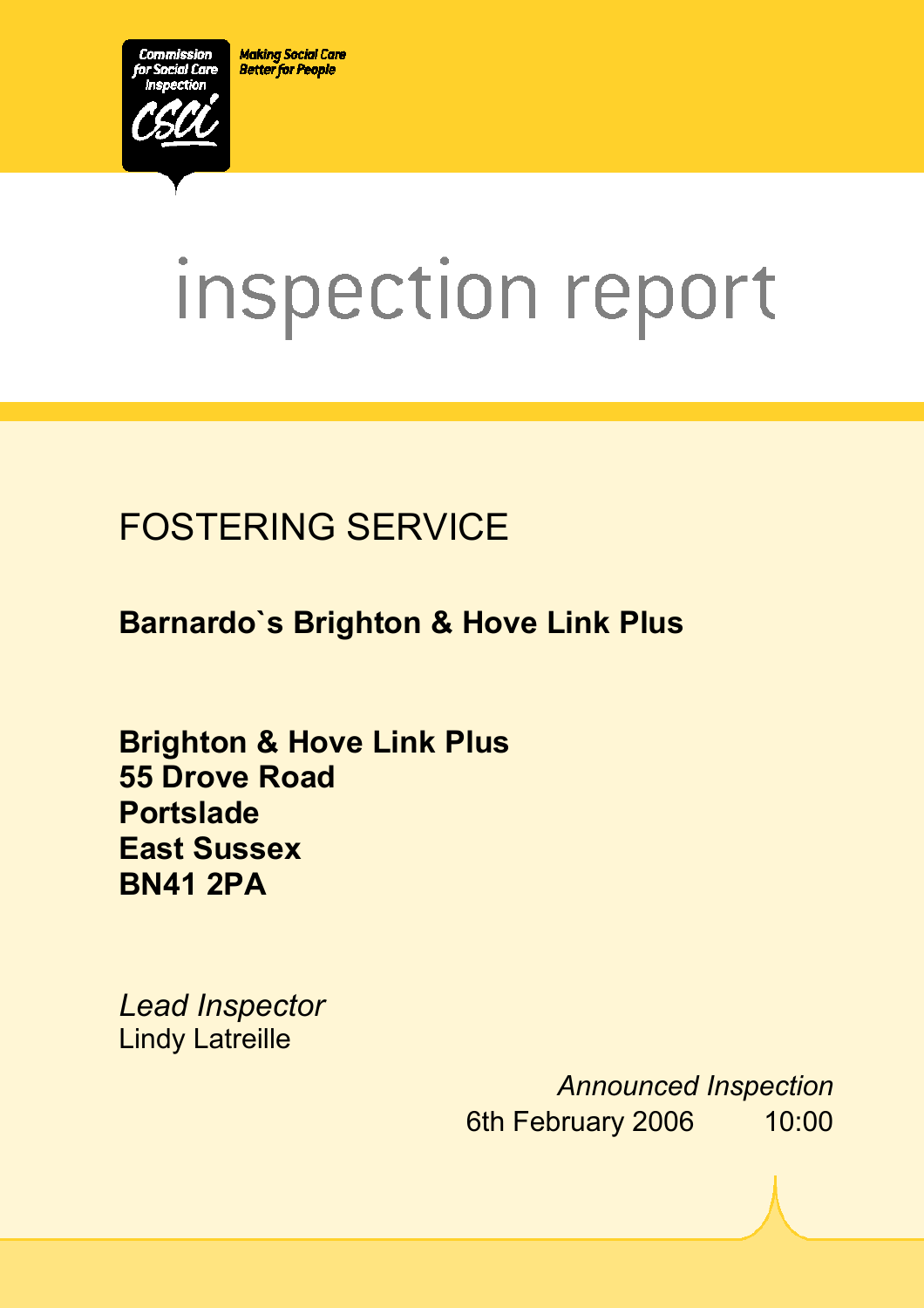Commission for Social Care Inspection

Making Social Care Better for People

# inspection report

## FOSTERING SERVICE

**Barnardo`s Brighton & Hove Link Plus**

**Brighton & Hove Link Plus**
**55 Drove Road**
**Portslade**
**East Sussex**
**BN41 2PA**

*Lead Inspector*
Lindy Latreille

*Announced Inspection*
6th February 2006 10:00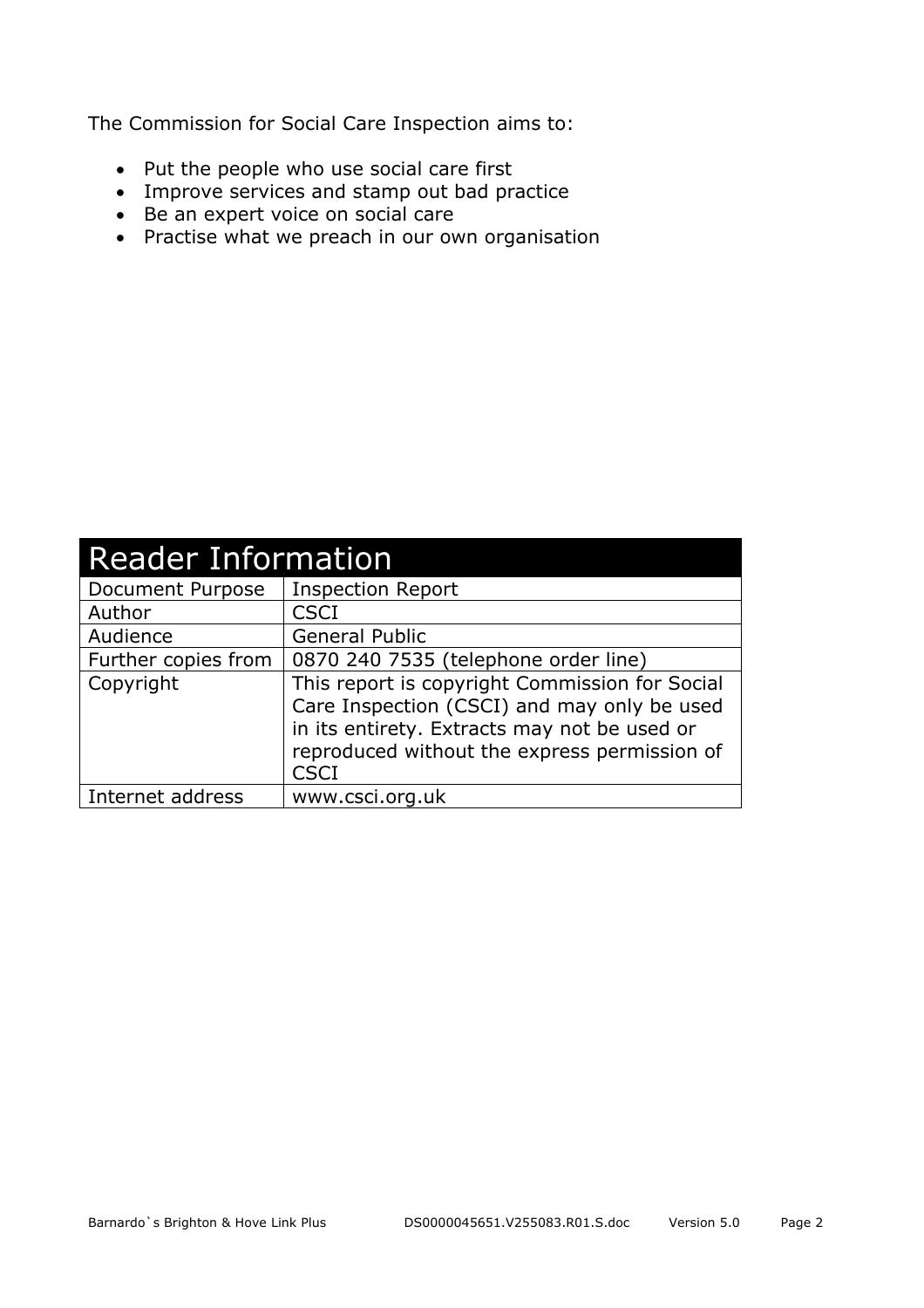The Commission for Social Care Inspection aims to:

- Put the people who use social care first
- Improve services and stamp out bad practice
- Be an expert voice on social care
- Practise what we preach in our own organisation

| Reader Information | |
|---|---|
| Document Purpose | Inspection Report |
| Author | CSCI |
| Audience | General Public |
| Further copies from | 0870 240 7535 (telephone order line) |
| Copyright | This report is copyright Commission for Social Care Inspection (CSCI) and may only be used in its entirety. Extracts may not be used or reproduced without the express permission of CSCI |
| Internet address | www.csci.org.uk |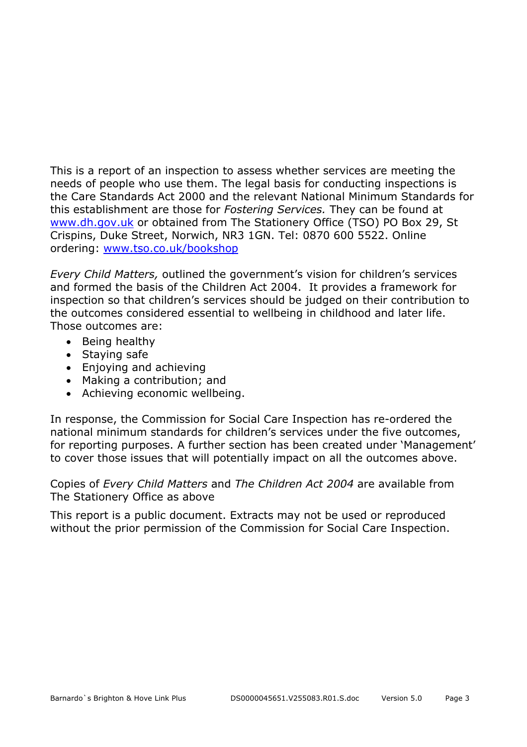This is a report of an inspection to assess whether services are meeting the needs of people who use them. The legal basis for conducting inspections is the Care Standards Act 2000 and the relevant National Minimum Standards for this establishment are those for *Fostering Services.* They can be found at [www.dh.gov.uk](http://www.dh.gov.uk) or obtained from The Stationery Office (TSO) PO Box 29, St Crispins, Duke Street, Norwich, NR3 1GN. Tel: 0870 600 5522. Online ordering: [www.tso.co.uk/bookshop](http://www.tso.co.uk/bookshop)

*Every Child Matters,* outlined the government's vision for children's services and formed the basis of the Children Act 2004. It provides a framework for inspection so that children's services should be judged on their contribution to the outcomes considered essential to wellbeing in childhood and later life. Those outcomes are:

- Being healthy
- Staying safe
- Enjoying and achieving
- Making a contribution; and
- Achieving economic wellbeing.

In response, the Commission for Social Care Inspection has re-ordered the national minimum standards for children's services under the five outcomes, for reporting purposes. A further section has been created under 'Management' to cover those issues that will potentially impact on all the outcomes above.

Copies of *Every Child Matters* and *The Children Act 2004* are available from The Stationery Office as above

This report is a public document. Extracts may not be used or reproduced without the prior permission of the Commission for Social Care Inspection.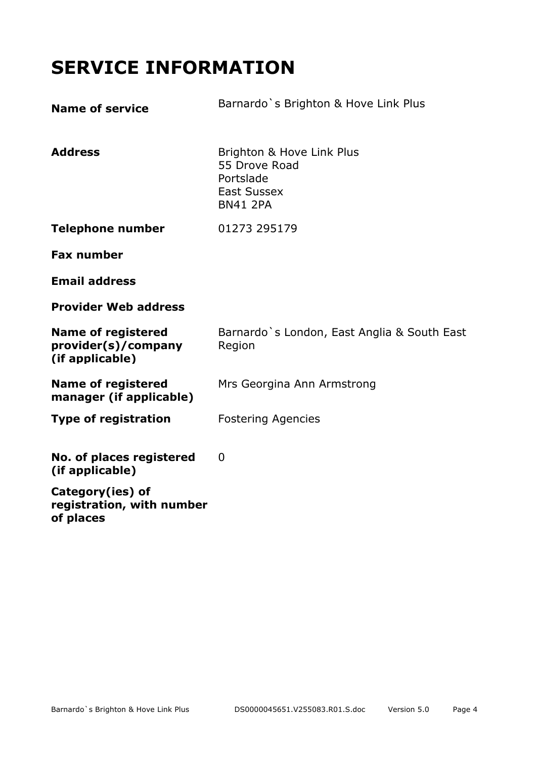# SERVICE INFORMATION

| | |
|---|---|
| **Name of service** | Barnardo`s Brighton & Hove Link Plus |
| **Address** | Brighton & Hove Link Plus<br>55 Drove Road<br>Portslade<br>East Sussex<br>BN41 2PA |
| **Telephone number** | 01273 295179 |
| **Fax number** | |
| **Email address** | |
| **Provider Web address** | |
| **Name of registered provider(s)/company (if applicable)** | Barnardo`s London, East Anglia & South East Region |
| **Name of registered manager (if applicable)** | Mrs Georgina Ann Armstrong |
| **Type of registration** | Fostering Agencies |
| **No. of places registered (if applicable)** | 0 |
| **Category(ies) of registration, with number of places** | |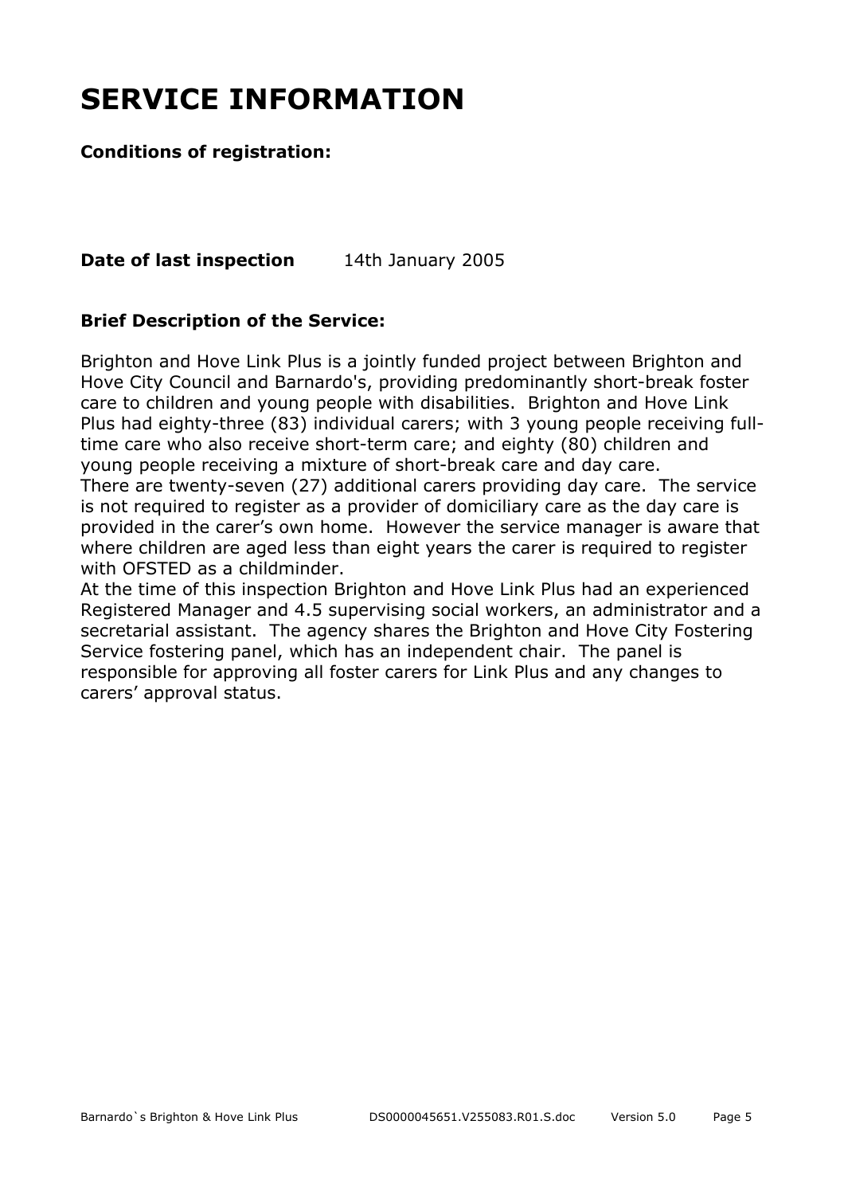# SERVICE INFORMATION

**Conditions of registration:**

**Date of last inspection** 14th January 2005

**Brief Description of the Service:**

Brighton and Hove Link Plus is a jointly funded project between Brighton and Hove City Council and Barnardo's, providing predominantly short-break foster care to children and young people with disabilities. Brighton and Hove Link Plus had eighty-three (83) individual carers; with 3 young people receiving full-time care who also receive short-term care; and eighty (80) children and young people receiving a mixture of short-break care and day care.
There are twenty-seven (27) additional carers providing day care. The service is not required to register as a provider of domiciliary care as the day care is provided in the carer's own home. However the service manager is aware that where children are aged less than eight years the carer is required to register with OFSTED as a childminder.
At the time of this inspection Brighton and Hove Link Plus had an experienced Registered Manager and 4.5 supervising social workers, an administrator and a secretarial assistant. The agency shares the Brighton and Hove City Fostering Service fostering panel, which has an independent chair. The panel is responsible for approving all foster carers for Link Plus and any changes to carers' approval status.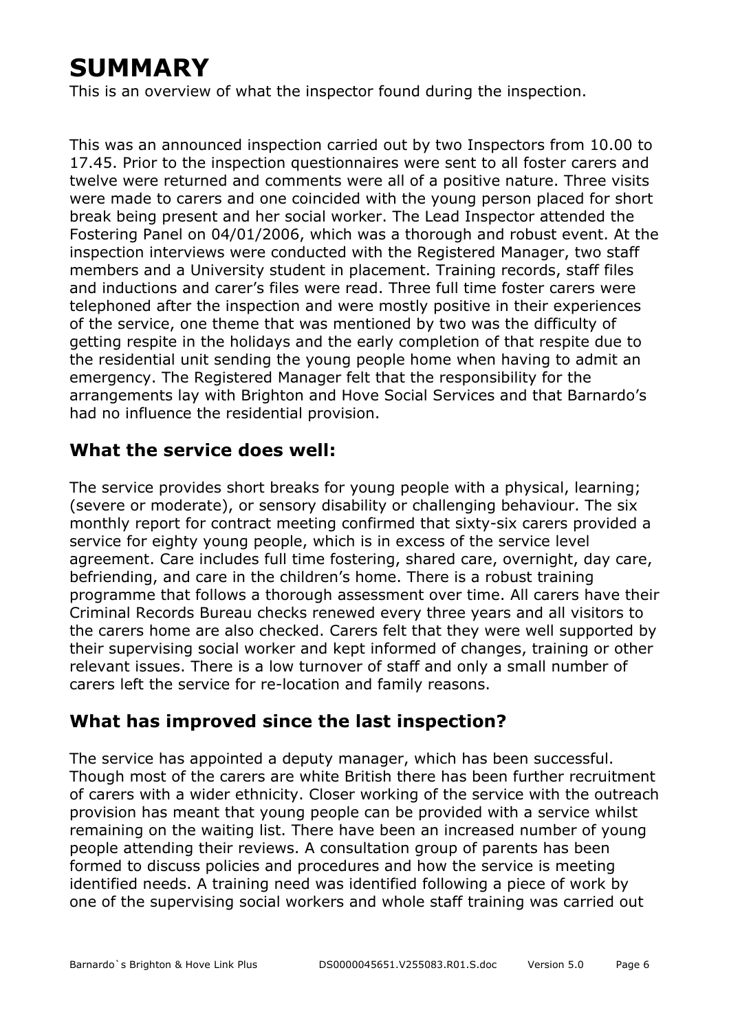# SUMMARY

This is an overview of what the inspector found during the inspection.

This was an announced inspection carried out by two Inspectors from 10.00 to 17.45. Prior to the inspection questionnaires were sent to all foster carers and twelve were returned and comments were all of a positive nature. Three visits were made to carers and one coincided with the young person placed for short break being present and her social worker. The Lead Inspector attended the Fostering Panel on 04/01/2006, which was a thorough and robust event. At the inspection interviews were conducted with the Registered Manager, two staff members and a University student in placement. Training records, staff files and inductions and carer's files were read. Three full time foster carers were telephoned after the inspection and were mostly positive in their experiences of the service, one theme that was mentioned by two was the difficulty of getting respite in the holidays and the early completion of that respite due to the residential unit sending the young people home when having to admit an emergency. The Registered Manager felt that the responsibility for the arrangements lay with Brighton and Hove Social Services and that Barnardo's had no influence the residential provision.

## What the service does well:

The service provides short breaks for young people with a physical, learning; (severe or moderate), or sensory disability or challenging behaviour. The six monthly report for contract meeting confirmed that sixty-six carers provided a service for eighty young people, which is in excess of the service level agreement. Care includes full time fostering, shared care, overnight, day care, befriending, and care in the children's home. There is a robust training programme that follows a thorough assessment over time. All carers have their Criminal Records Bureau checks renewed every three years and all visitors to the carers home are also checked. Carers felt that they were well supported by their supervising social worker and kept informed of changes, training or other relevant issues. There is a low turnover of staff and only a small number of carers left the service for re-location and family reasons.

## What has improved since the last inspection?

The service has appointed a deputy manager, which has been successful. Though most of the carers are white British there has been further recruitment of carers with a wider ethnicity. Closer working of the service with the outreach provision has meant that young people can be provided with a service whilst remaining on the waiting list. There have been an increased number of young people attending their reviews. A consultation group of parents has been formed to discuss policies and procedures and how the service is meeting identified needs. A training need was identified following a piece of work by one of the supervising social workers and whole staff training was carried out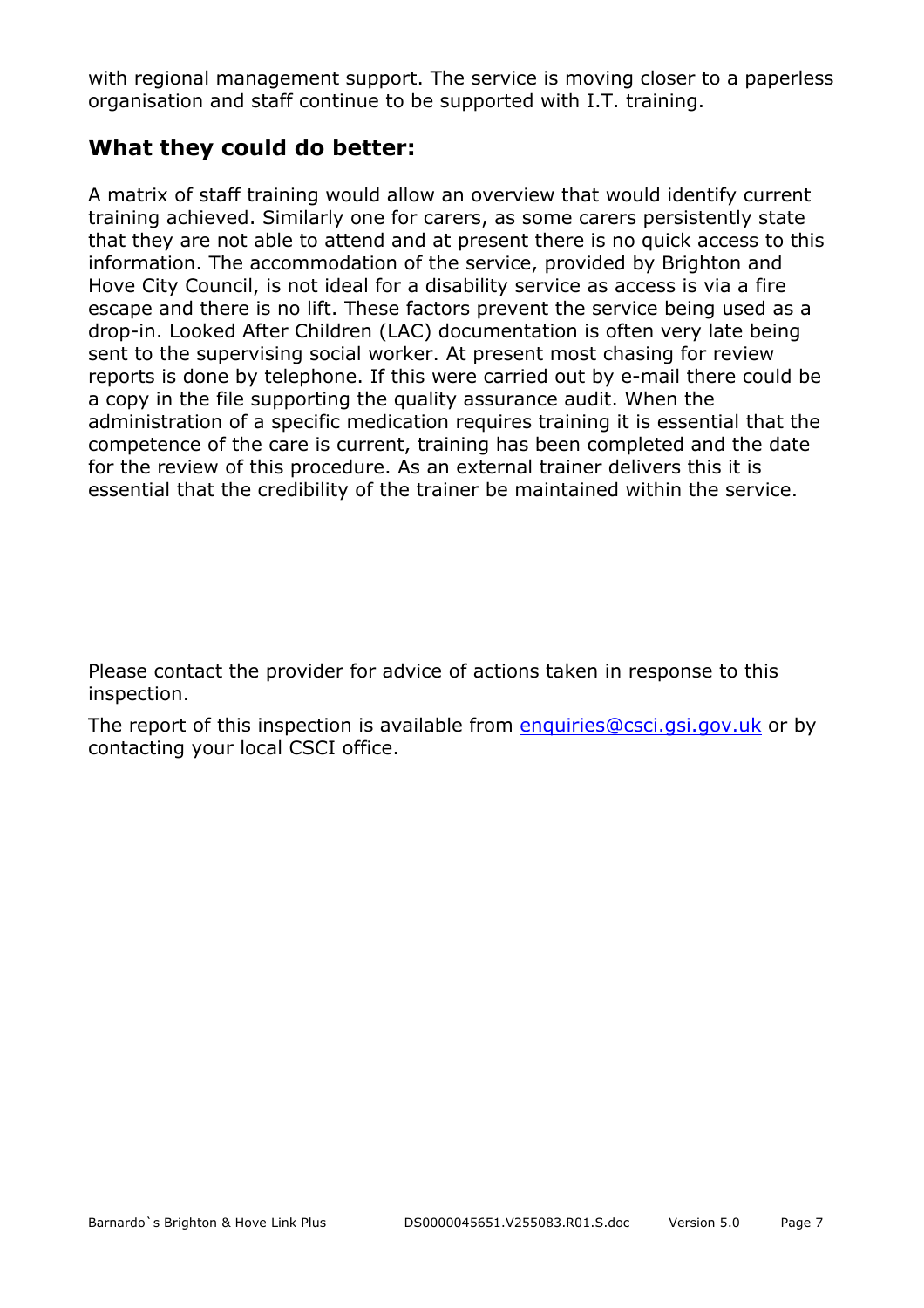with regional management support. The service is moving closer to a paperless organisation and staff continue to be supported with I.T. training.

## What they could do better:

A matrix of staff training would allow an overview that would identify current training achieved. Similarly one for carers, as some carers persistently state that they are not able to attend and at present there is no quick access to this information. The accommodation of the service, provided by Brighton and Hove City Council, is not ideal for a disability service as access is via a fire escape and there is no lift. These factors prevent the service being used as a drop-in. Looked After Children (LAC) documentation is often very late being sent to the supervising social worker. At present most chasing for review reports is done by telephone. If this were carried out by e-mail there could be a copy in the file supporting the quality assurance audit. When the administration of a specific medication requires training it is essential that the competence of the care is current, training has been completed and the date for the review of this procedure. As an external trainer delivers this it is essential that the credibility of the trainer be maintained within the service.

Please contact the provider for advice of actions taken in response to this inspection.

The report of this inspection is available from enquiries@csci.gsi.gov.uk or by contacting your local CSCI office.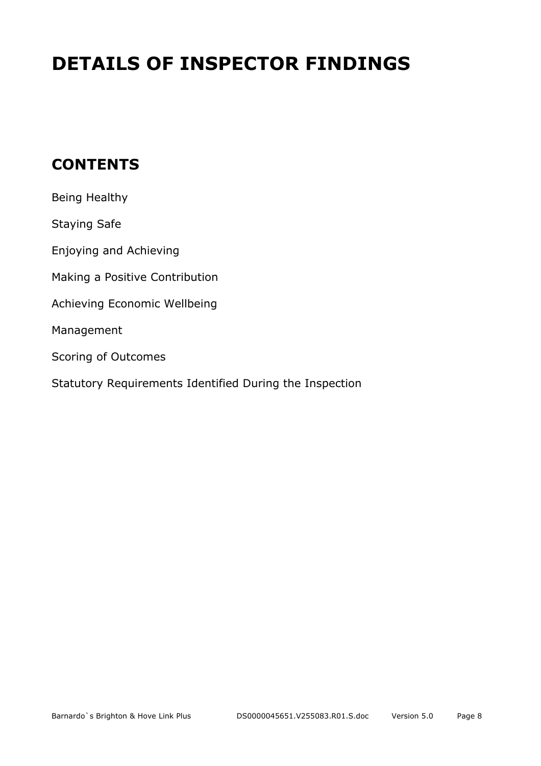# DETAILS OF INSPECTOR FINDINGS

## CONTENTS

Being Healthy

Staying Safe

Enjoying and Achieving

Making a Positive Contribution

Achieving Economic Wellbeing

Management

Scoring of Outcomes

Statutory Requirements Identified During the Inspection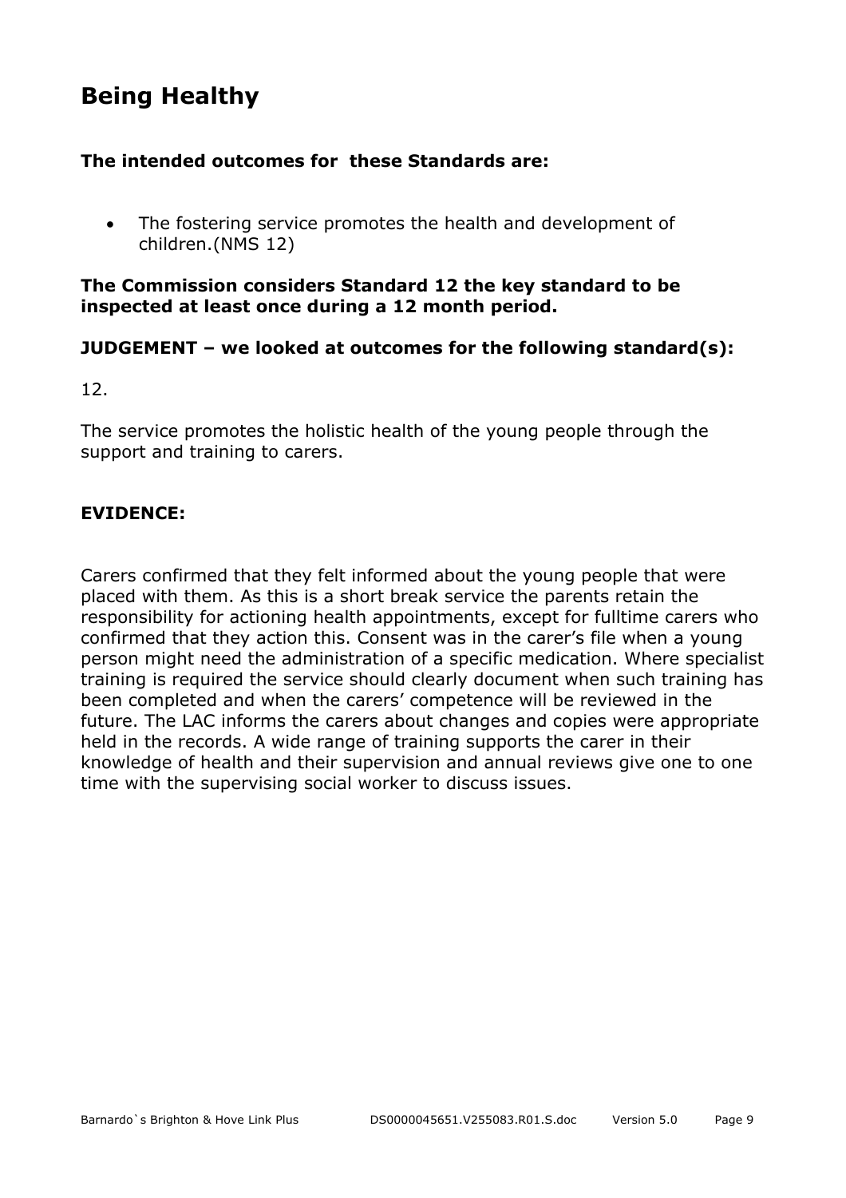# Being Healthy

**The intended outcomes for these Standards are:**

- The fostering service promotes the health and development of children.(NMS 12)

**The Commission considers Standard 12 the key standard to be inspected at least once during a 12 month period.**

**JUDGEMENT – we looked at outcomes for the following standard(s):**

12.

The service promotes the holistic health of the young people through the support and training to carers.

**EVIDENCE:**

Carers confirmed that they felt informed about the young people that were placed with them. As this is a short break service the parents retain the responsibility for actioning health appointments, except for fulltime carers who confirmed that they action this. Consent was in the carer's file when a young person might need the administration of a specific medication. Where specialist training is required the service should clearly document when such training has been completed and when the carers' competence will be reviewed in the future. The LAC informs the carers about changes and copies were appropriate held in the records. A wide range of training supports the carer in their knowledge of health and their supervision and annual reviews give one to one time with the supervising social worker to discuss issues.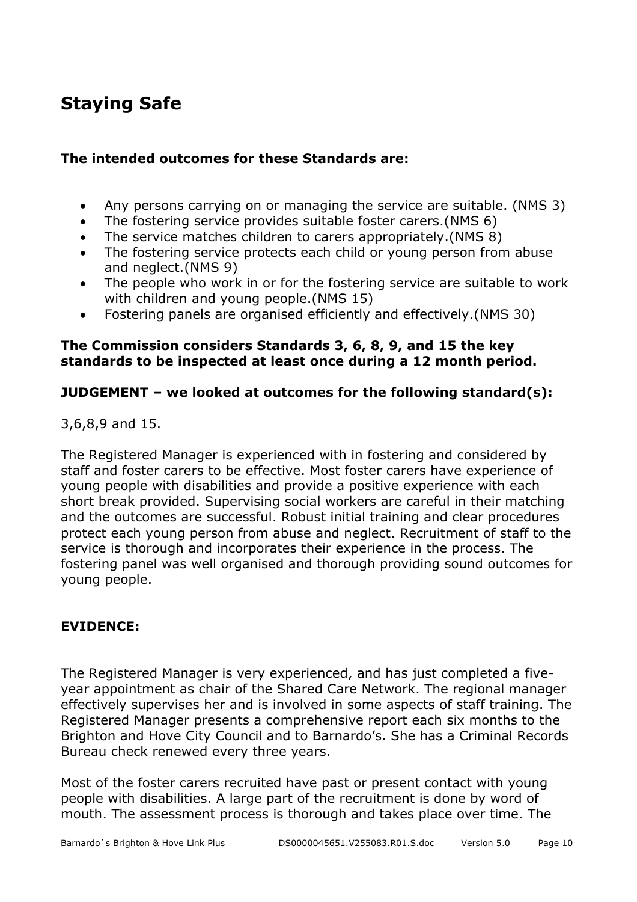## Staying Safe

**The intended outcomes for these Standards are:**

- Any persons carrying on or managing the service are suitable. (NMS 3)
- The fostering service provides suitable foster carers.(NMS 6)
- The service matches children to carers appropriately.(NMS 8)
- The fostering service protects each child or young person from abuse and neglect.(NMS 9)
- The people who work in or for the fostering service are suitable to work with children and young people.(NMS 15)
- Fostering panels are organised efficiently and effectively.(NMS 30)

**The Commission considers Standards 3, 6, 8, 9, and 15 the key standards to be inspected at least once during a 12 month period.**

**JUDGEMENT – we looked at outcomes for the following standard(s):**

3,6,8,9 and 15.

The Registered Manager is experienced with in fostering and considered by staff and foster carers to be effective. Most foster carers have experience of young people with disabilities and provide a positive experience with each short break provided. Supervising social workers are careful in their matching and the outcomes are successful. Robust initial training and clear procedures protect each young person from abuse and neglect. Recruitment of staff to the service is thorough and incorporates their experience in the process. The fostering panel was well organised and thorough providing sound outcomes for young people.

**EVIDENCE:**

The Registered Manager is very experienced, and has just completed a five-year appointment as chair of the Shared Care Network. The regional manager effectively supervises her and is involved in some aspects of staff training. The Registered Manager presents a comprehensive report each six months to the Brighton and Hove City Council and to Barnardo's. She has a Criminal Records Bureau check renewed every three years.

Most of the foster carers recruited have past or present contact with young people with disabilities. A large part of the recruitment is done by word of mouth. The assessment process is thorough and takes place over time. The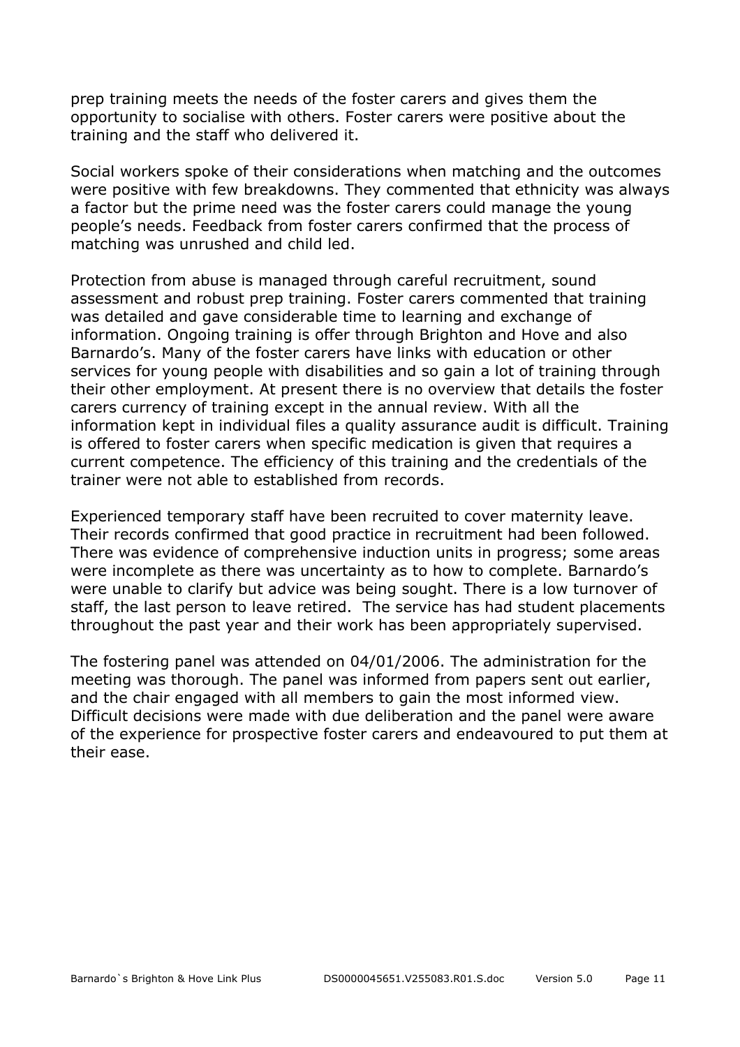prep training meets the needs of the foster carers and gives them the opportunity to socialise with others. Foster carers were positive about the training and the staff who delivered it.

Social workers spoke of their considerations when matching and the outcomes were positive with few breakdowns. They commented that ethnicity was always a factor but the prime need was the foster carers could manage the young people's needs. Feedback from foster carers confirmed that the process of matching was unrushed and child led.

Protection from abuse is managed through careful recruitment, sound assessment and robust prep training. Foster carers commented that training was detailed and gave considerable time to learning and exchange of information. Ongoing training is offer through Brighton and Hove and also Barnardo's. Many of the foster carers have links with education or other services for young people with disabilities and so gain a lot of training through their other employment. At present there is no overview that details the foster carers currency of training except in the annual review. With all the information kept in individual files a quality assurance audit is difficult. Training is offered to foster carers when specific medication is given that requires a current competence. The efficiency of this training and the credentials of the trainer were not able to established from records.

Experienced temporary staff have been recruited to cover maternity leave. Their records confirmed that good practice in recruitment had been followed. There was evidence of comprehensive induction units in progress; some areas were incomplete as there was uncertainty as to how to complete. Barnardo's were unable to clarify but advice was being sought. There is a low turnover of staff, the last person to leave retired. The service has had student placements throughout the past year and their work has been appropriately supervised.

The fostering panel was attended on 04/01/2006. The administration for the meeting was thorough. The panel was informed from papers sent out earlier, and the chair engaged with all members to gain the most informed view. Difficult decisions were made with due deliberation and the panel were aware of the experience for prospective foster carers and endeavoured to put them at their ease.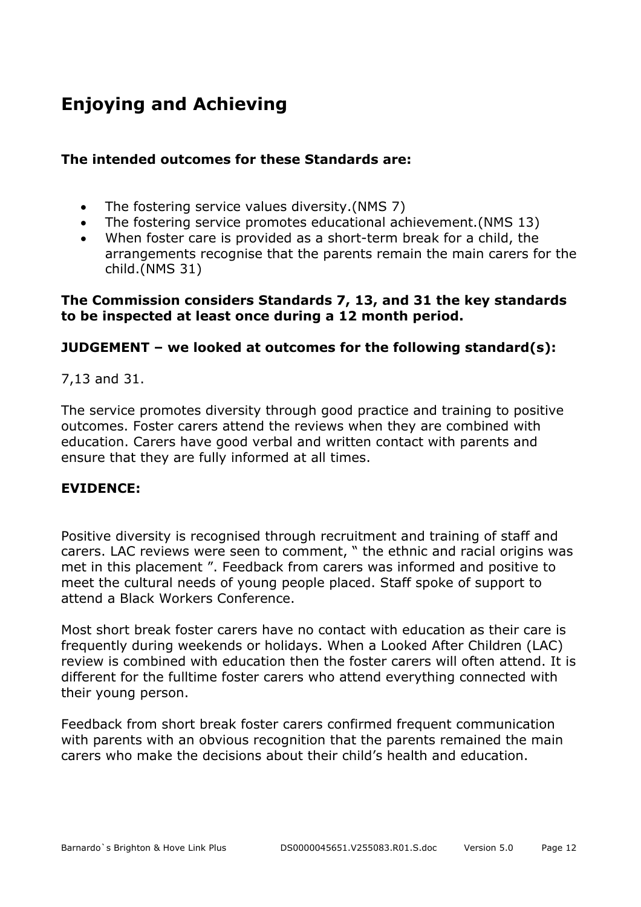# Enjoying and Achieving

**The intended outcomes for these Standards are:**

- The fostering service values diversity.(NMS 7)
- The fostering service promotes educational achievement.(NMS 13)
- When foster care is provided as a short-term break for a child, the arrangements recognise that the parents remain the main carers for the child.(NMS 31)

**The Commission considers Standards 7, 13, and 31 the key standards to be inspected at least once during a 12 month period.**

**JUDGEMENT – we looked at outcomes for the following standard(s):**

7,13 and 31.

The service promotes diversity through good practice and training to positive outcomes. Foster carers attend the reviews when they are combined with education. Carers have good verbal and written contact with parents and ensure that they are fully informed at all times.

**EVIDENCE:**

Positive diversity is recognised through recruitment and training of staff and carers. LAC reviews were seen to comment, " the ethnic and racial origins was met in this placement ". Feedback from carers was informed and positive to meet the cultural needs of young people placed. Staff spoke of support to attend a Black Workers Conference.

Most short break foster carers have no contact with education as their care is frequently during weekends or holidays. When a Looked After Children (LAC) review is combined with education then the foster carers will often attend. It is different for the fulltime foster carers who attend everything connected with their young person.

Feedback from short break foster carers confirmed frequent communication with parents with an obvious recognition that the parents remained the main carers who make the decisions about their child's health and education.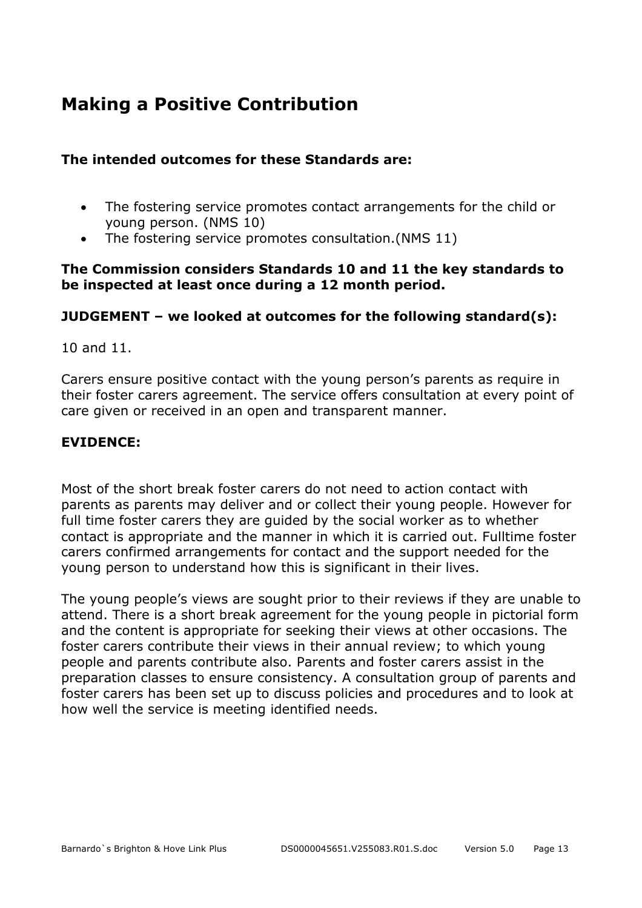## Making a Positive Contribution

**The intended outcomes for these Standards are:**

- The fostering service promotes contact arrangements for the child or young person. (NMS 10)
- The fostering service promotes consultation.(NMS 11)

**The Commission considers Standards 10 and 11 the key standards to be inspected at least once during a 12 month period.**

**JUDGEMENT – we looked at outcomes for the following standard(s):**

10 and 11.

Carers ensure positive contact with the young person's parents as require in their foster carers agreement. The service offers consultation at every point of care given or received in an open and transparent manner.

**EVIDENCE:**

Most of the short break foster carers do not need to action contact with parents as parents may deliver and or collect their young people. However for full time foster carers they are guided by the social worker as to whether contact is appropriate and the manner in which it is carried out. Fulltime foster carers confirmed arrangements for contact and the support needed for the young person to understand how this is significant in their lives.

The young people's views are sought prior to their reviews if they are unable to attend. There is a short break agreement for the young people in pictorial form and the content is appropriate for seeking their views at other occasions. The foster carers contribute their views in their annual review; to which young people and parents contribute also. Parents and foster carers assist in the preparation classes to ensure consistency. A consultation group of parents and foster carers has been set up to discuss policies and procedures and to look at how well the service is meeting identified needs.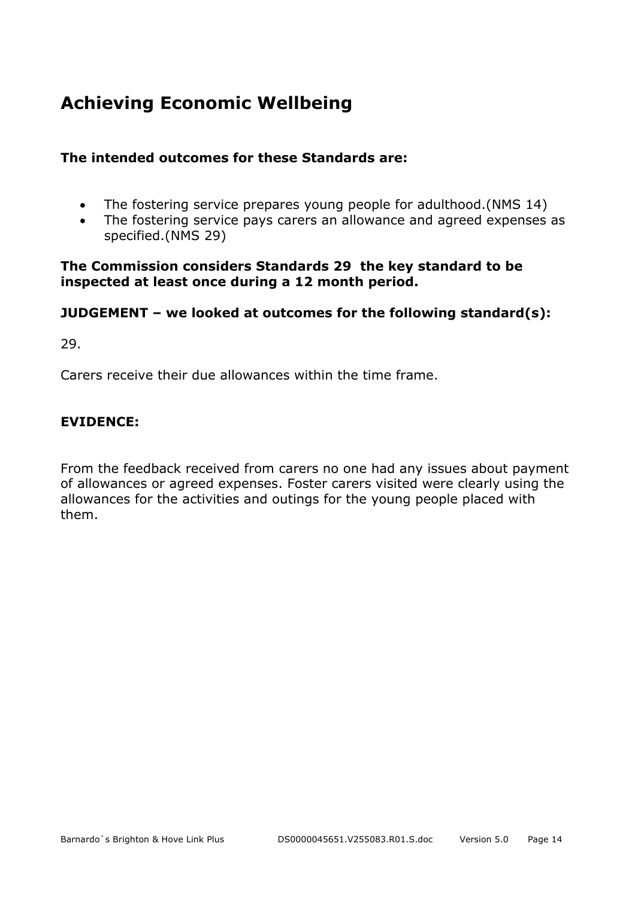## Achieving Economic Wellbeing

**The intended outcomes for these Standards are:**

- The fostering service prepares young people for adulthood.(NMS 14)
- The fostering service pays carers an allowance and agreed expenses as specified.(NMS 29)

**The Commission considers Standards 29 the key standard to be inspected at least once during a 12 month period.**

**JUDGEMENT – we looked at outcomes for the following standard(s):**

29.

Carers receive their due allowances within the time frame.

**EVIDENCE:**

From the feedback received from carers no one had any issues about payment of allowances or agreed expenses. Foster carers visited were clearly using the allowances for the activities and outings for the young people placed with them.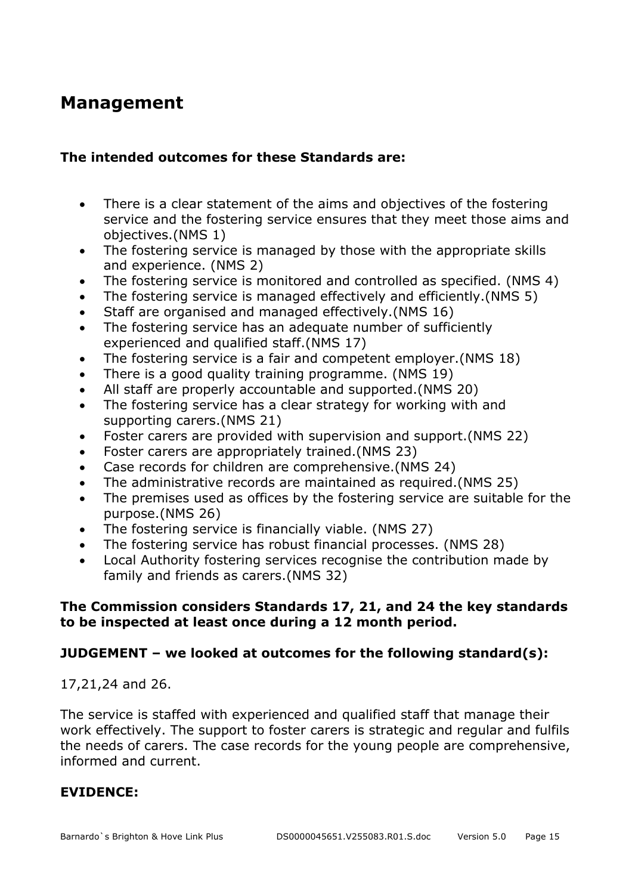## Management

**The intended outcomes for these Standards are:**

- There is a clear statement of the aims and objectives of the fostering service and the fostering service ensures that they meet those aims and objectives.(NMS 1)
- The fostering service is managed by those with the appropriate skills and experience. (NMS 2)
- The fostering service is monitored and controlled as specified. (NMS 4)
- The fostering service is managed effectively and efficiently.(NMS 5)
- Staff are organised and managed effectively.(NMS 16)
- The fostering service has an adequate number of sufficiently experienced and qualified staff.(NMS 17)
- The fostering service is a fair and competent employer.(NMS 18)
- There is a good quality training programme. (NMS 19)
- All staff are properly accountable and supported.(NMS 20)
- The fostering service has a clear strategy for working with and supporting carers.(NMS 21)
- Foster carers are provided with supervision and support.(NMS 22)
- Foster carers are appropriately trained.(NMS 23)
- Case records for children are comprehensive.(NMS 24)
- The administrative records are maintained as required.(NMS 25)
- The premises used as offices by the fostering service are suitable for the purpose.(NMS 26)
- The fostering service is financially viable. (NMS 27)
- The fostering service has robust financial processes. (NMS 28)
- Local Authority fostering services recognise the contribution made by family and friends as carers.(NMS 32)

**The Commission considers Standards 17, 21, and 24 the key standards to be inspected at least once during a 12 month period.**

**JUDGEMENT – we looked at outcomes for the following standard(s):**

17,21,24 and 26.

The service is staffed with experienced and qualified staff that manage their work effectively. The support to foster carers is strategic and regular and fulfils the needs of carers. The case records for the young people are comprehensive, informed and current.

**EVIDENCE:**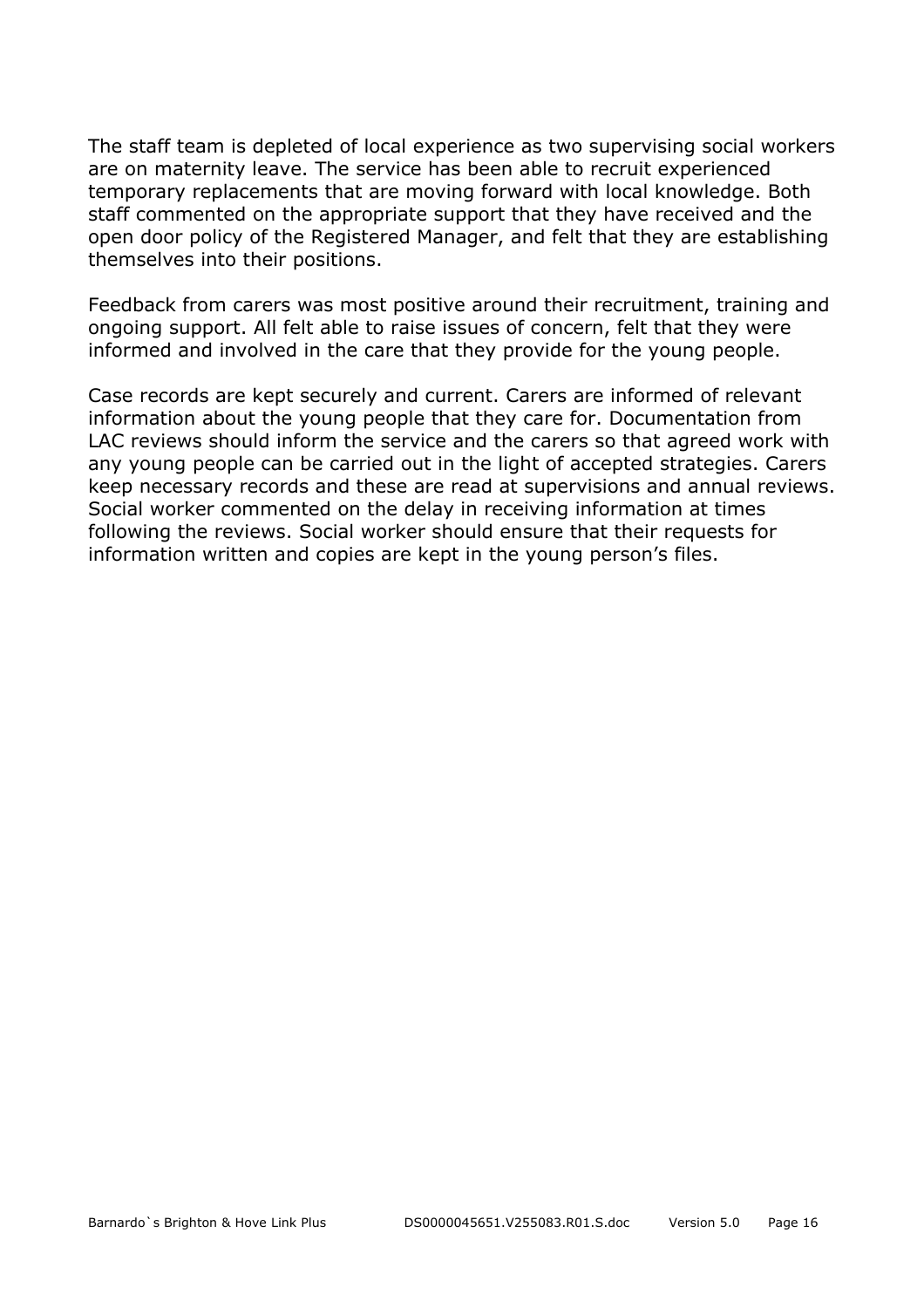The staff team is depleted of local experience as two supervising social workers are on maternity leave. The service has been able to recruit experienced temporary replacements that are moving forward with local knowledge. Both staff commented on the appropriate support that they have received and the open door policy of the Registered Manager, and felt that they are establishing themselves into their positions.

Feedback from carers was most positive around their recruitment, training and ongoing support. All felt able to raise issues of concern, felt that they were informed and involved in the care that they provide for the young people.

Case records are kept securely and current. Carers are informed of relevant information about the young people that they care for. Documentation from LAC reviews should inform the service and the carers so that agreed work with any young people can be carried out in the light of accepted strategies. Carers keep necessary records and these are read at supervisions and annual reviews. Social worker commented on the delay in receiving information at times following the reviews. Social worker should ensure that their requests for information written and copies are kept in the young person's files.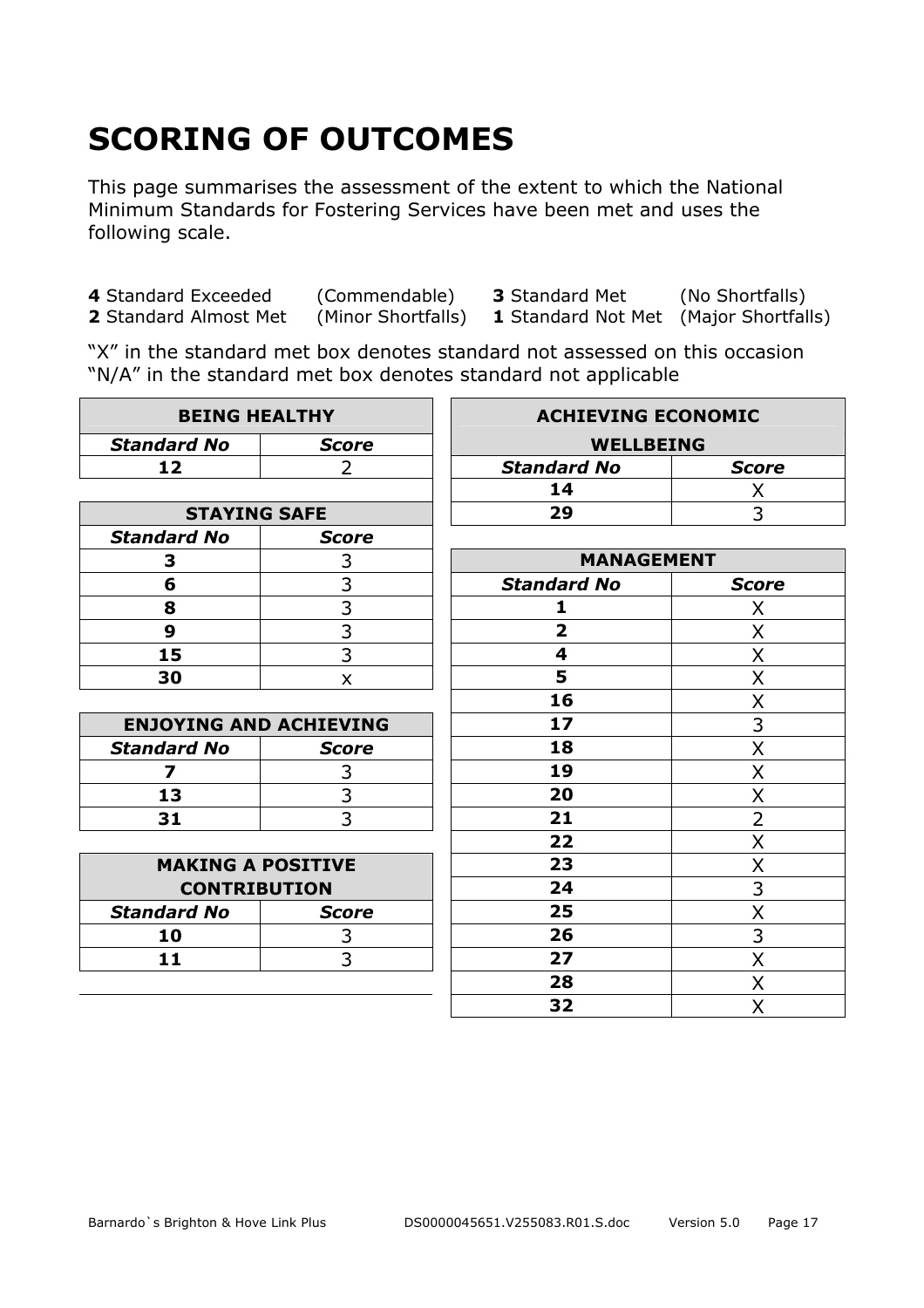# SCORING OF OUTCOMES

This page summarises the assessment of the extent to which the National Minimum Standards for Fostering Services have been met and uses the following scale.

**4** Standard Exceeded (Commendable) **3** Standard Met (No Shortfalls)
**2** Standard Almost Met (Minor Shortfalls) **1** Standard Not Met (Major Shortfalls)

"X" in the standard met box denotes standard not assessed on this occasion
"N/A" in the standard met box denotes standard not applicable

| BEING HEALTHY | |
|---|---|
| ***Standard No*** | ***Score*** |
| **12** | 2 |

| STAYING SAFE | |
|---|---|
| ***Standard No*** | ***Score*** |
| **3** | 3 |
| **6** | 3 |
| **8** | 3 |
| **9** | 3 |
| **15** | 3 |
| **30** | x |

| ENJOYING AND ACHIEVING | |
|---|---|
| ***Standard No*** | ***Score*** |
| **7** | 3 |
| **13** | 3 |
| **31** | 3 |

| MAKING A POSITIVE CONTRIBUTION | |
|---|---|
| ***Standard No*** | ***Score*** |
| **10** | 3 |
| **11** | 3 |

| ACHIEVING ECONOMIC WELLBEING | |
|---|---|
| ***Standard No*** | ***Score*** |
| **14** | X |
| **29** | 3 |

| MANAGEMENT | |
|---|---|
| ***Standard No*** | ***Score*** |
| **1** | X |
| **2** | X |
| **4** | X |
| **5** | X |
| **16** | X |
| **17** | 3 |
| **18** | X |
| **19** | X |
| **20** | X |
| **21** | 2 |
| **22** | X |
| **23** | X |
| **24** | 3 |
| **25** | X |
| **26** | 3 |
| **27** | X |
| **28** | X |
| **32** | X |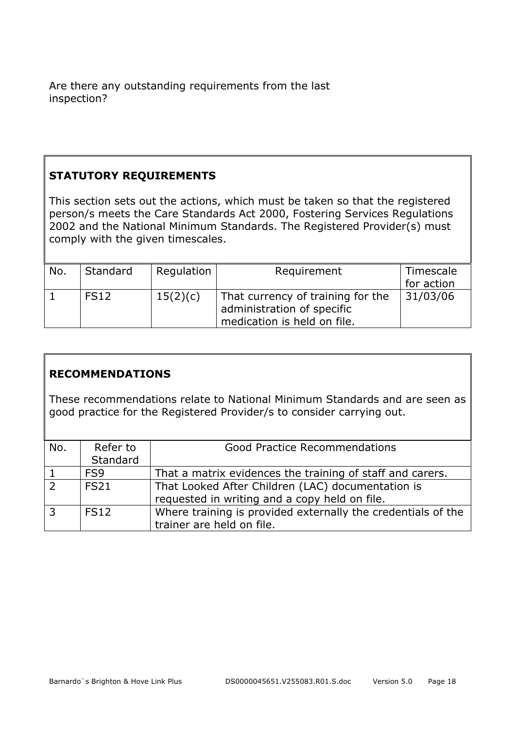Are there any outstanding requirements from the last inspection?

## STATUTORY REQUIREMENTS

This section sets out the actions, which must be taken so that the registered person/s meets the Care Standards Act 2000, Fostering Services Regulations 2002 and the National Minimum Standards. The Registered Provider(s) must comply with the given timescales.

| No. | Standard | Regulation | Requirement | Timescale for action |
|---|---|---|---|---|
| 1 | FS12 | 15(2)(c) | That currency of training for the administration of specific medication is held on file. | 31/03/06 |

## RECOMMENDATIONS

These recommendations relate to National Minimum Standards and are seen as good practice for the Registered Provider/s to consider carrying out.

| No. | Refer to Standard | Good Practice Recommendations |
|---|---|---|
| 1 | FS9 | That a matrix evidences the training of staff and carers. |
| 2 | FS21 | That Looked After Children (LAC) documentation is requested in writing and a copy held on file. |
| 3 | FS12 | Where training is provided externally the credentials of the trainer are held on file. |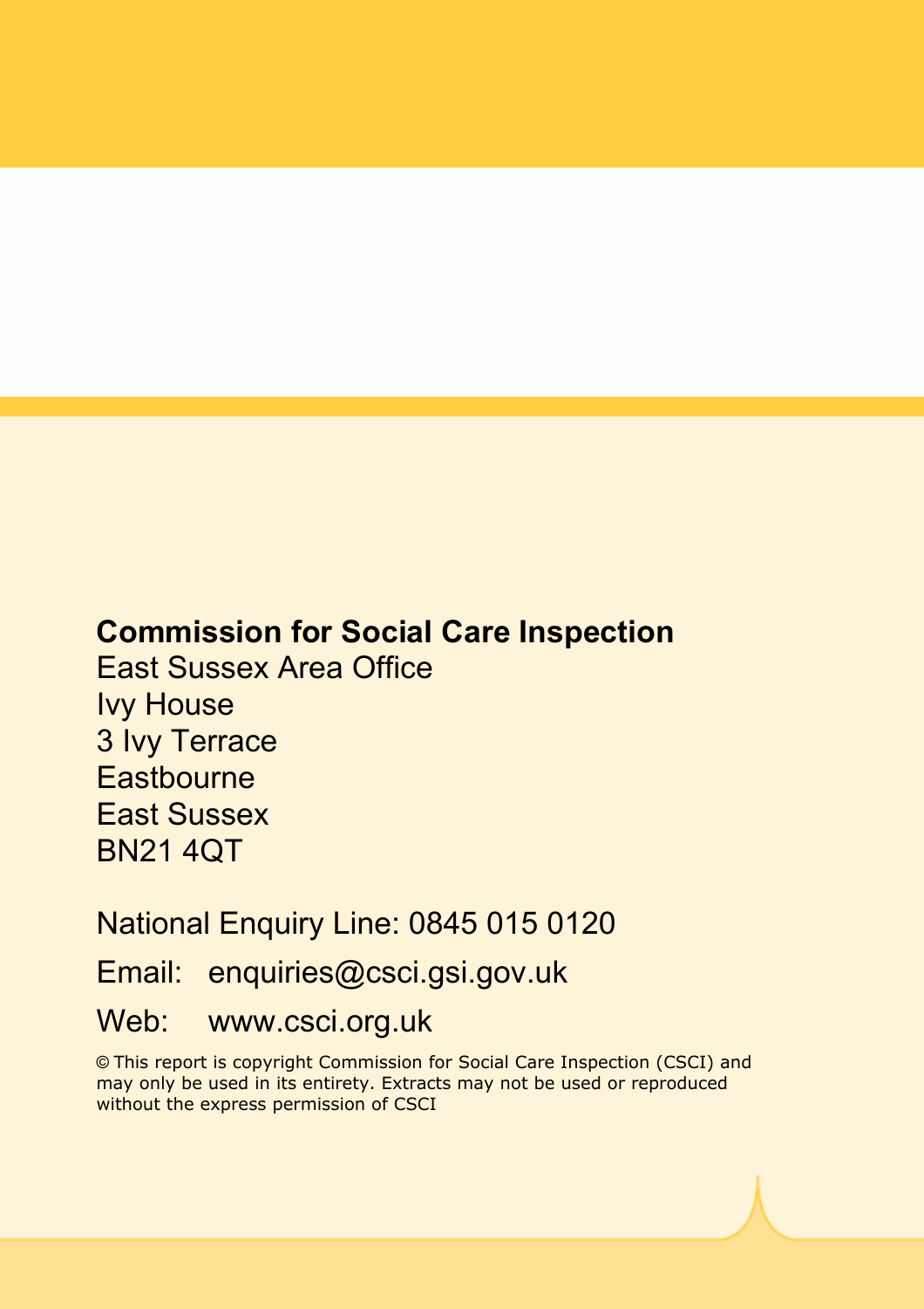**Commission for Social Care Inspection**
East Sussex Area Office
Ivy House
3 Ivy Terrace
Eastbourne
East Sussex
BN21 4QT

National Enquiry Line: 0845 015 0120

Email: enquiries@csci.gsi.gov.uk

Web: www.csci.org.uk

© This report is copyright Commission for Social Care Inspection (CSCI) and may only be used in its entirety. Extracts may not be used or reproduced without the express permission of CSCI